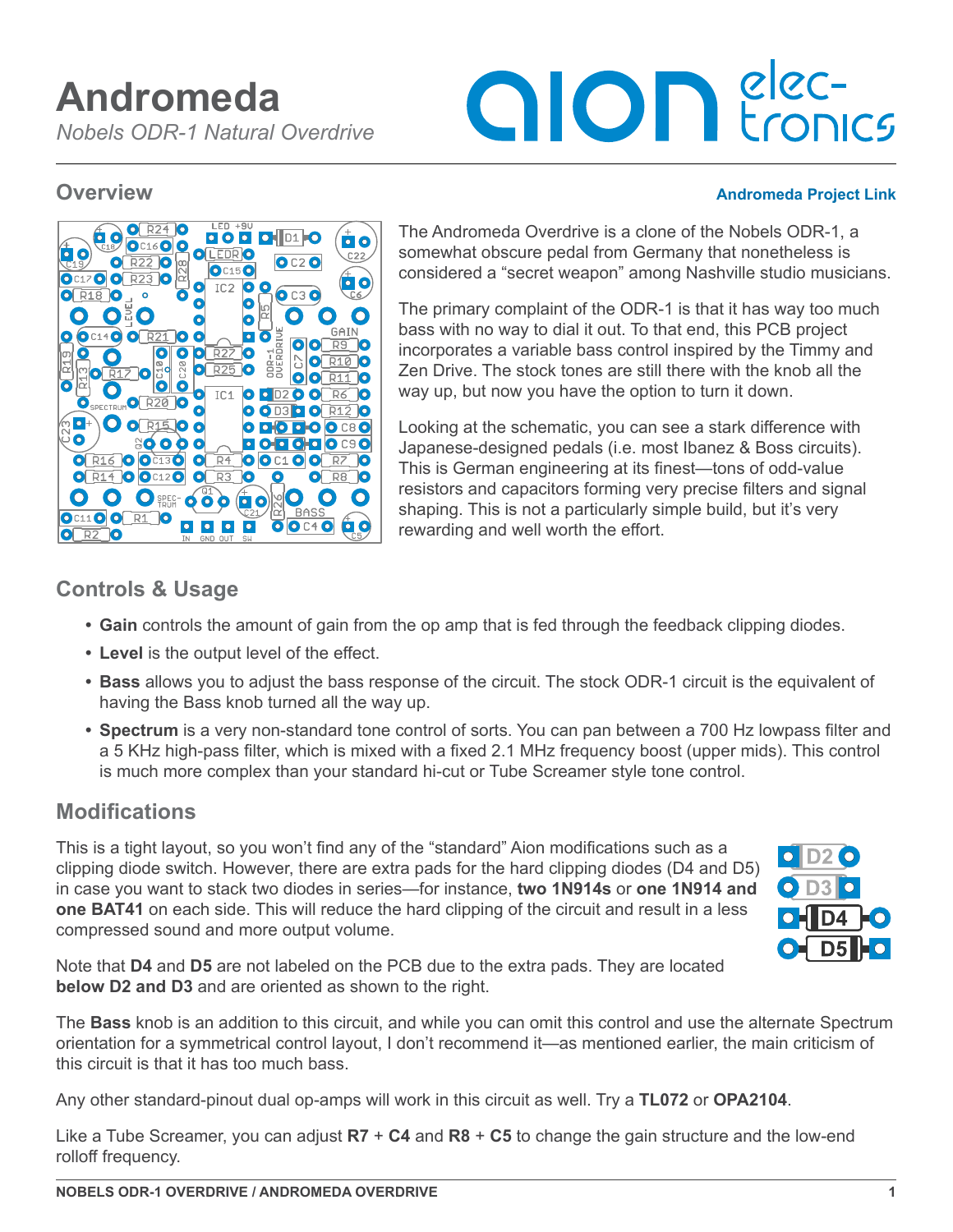# Andromeda

*Nobels ODR-1 Natural Overdrive*

## Overview

**Andromeda Project Link**

The Andromeda Overdrive is a clone of the Nobels ODR-1, a somewhat obscure pedal from Germany that nonetheless is considered a “secret weapon” among Nashville studio musicians.

The primary complaint of the ODR-1 is that it has way too much bass with no way to dial it out. To that end, this PCB project incorporates a variable bass control inspired by the Timmy and Zen Drive. The stock tones are still there with the knob all the way up, but now you have the option to turn it down.

Looking at the schematic, you can see a stark difference with Japanese-designed pedals (i.e. most Ibanez & Boss circuits). This is German engineering at its finest—tons of odd-value resistors and capacitors forming very precise filters and signal shaping. This is not a particularly simple build, but it’s very rewarding and well worth the effort.

## Controls & Usage

- **Gain** controls the amount of gain from the op amp that is fed through the feedback clipping diodes.
- **Level** is the output level of the effect.
- **Bass** allows you to adjust the bass response of the circuit. The stock ODR-1 circuit is the equivalent of having the Bass knob turned all the way up.
- **Spectrum** is a very non-standard tone control of sorts. You can pan between a 700 Hz lowpass filter and a 5 KHz high-pass filter, which is mixed with a fixed 2.1 MHz frequency boost (upper mids). This control is much more complex than your standard hi-cut or Tube Screamer style tone control.

## Modifications

This is a tight layout, so you won’t find any of the “standard” Aion modifications such as a clipping diode switch. However, there are extra pads for the hard clipping diodes (D4 and D5) in case you want to stack two diodes in series—for instance, **two 1N914s** or **one 1N914 and one BAT41** on each side. This will reduce the hard clipping of the circuit and result in a less compressed sound and more output volume.

Note that **D4** and **D5** are not labeled on the PCB due to the extra pads. They are located **below D2 and D3** and are oriented as shown to the right.

The **Bass** knob is an addition to this circuit, and while you can omit this control and use the alternate Spectrum orientation for a symmetrical control layout, I don’t recommend it—as mentioned earlier, the main criticism of this circuit is that it has too much bass.

Any other standard-pinout dual op-amps will work in this circuit as well. Try a **TL072** or **OPA2104**.

Like a Tube Screamer, you can adjust **R7** + **C4** and **R8** + **C5** to change the gain structure and the low-end rolloff frequency.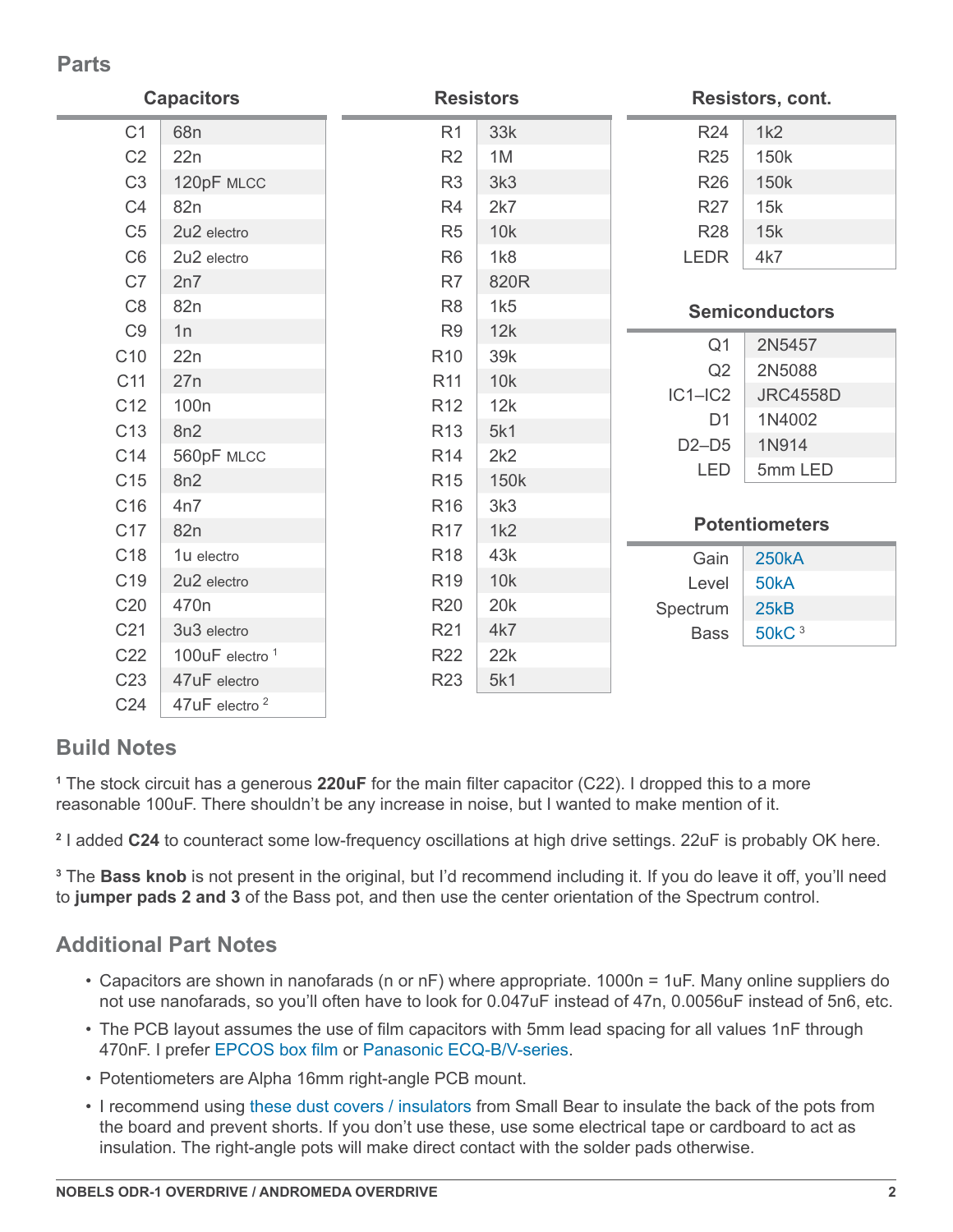## Parts

### Capacitors

| Capacitors | |
|---|---|
| C1 | 68n |
| C2 | 22n |
| C3 | 120pF MLCC |
| C4 | 82n |
| C5 | 2u2 electro |
| C6 | 2u2 electro |
| C7 | 2n7 |
| C8 | 82n |
| C9 | 1n |
| C10 | 22n |
| C11 | 27n |
| C12 | 100n |
| C13 | 8n2 |
| C14 | 560pF MLCC |
| C15 | 8n2 |
| C16 | 4n7 |
| C17 | 82n |
| C18 | 1u electro |
| C19 | 2u2 electro |
| C20 | 470n |
| C21 | 3u3 electro |
| C22 | 100uF electro [1] |
| C23 | 47uF electro |
| C24 | 47uF electro [2] |

### Resistors

| Resistors | |
|---|---|
| R1 | 33k |
| R2 | 1M |
| R3 | 3k3 |
| R4 | 2k7 |
| R5 | 10k |
| R6 | 1k8 |
| R7 | 820R |
| R8 | 1k5 |
| R9 | 12k |
| R10 | 39k |
| R11 | 10k |
| R12 | 12k |
| R13 | 5k1 |
| R14 | 2k2 |
| R15 | 150k |
| R16 | 3k3 |
| R17 | 1k2 |
| R18 | 43k |
| R19 | 10k |
| R20 | 20k |
| R21 | 4k7 |
| R22 | 22k |
| R23 | 5k1 |
| R24 | 1k2 |
| R25 | 150k |
| R26 | 150k |
| R27 | 15k |
| R28 | 15k |
| LEDR | 4k7 |

### Semiconductors

| Semiconductors | |
|---|---|
| Q1 | 2N5457 |
| Q2 | 2N5088 |
| IC1–IC2 | JRC4558D |
| D1 | 1N4002 |
| D2–D5 | 1N914 |
| LED | 5mm LED |

### Potentiometers

| Potentiometers | |
|---|---|
| Gain | 250kA |
| Level | 50kA |
| Spectrum | 25kB |
| Bass | 50kC [3] |

## Build Notes

[1] The stock circuit has a generous **220uF** for the main filter capacitor (C22). I dropped this to a more reasonable 100uF. There shouldn't be any increase in noise, but I wanted to make mention of it.

[2] I added **C24** to counteract some low-frequency oscillations at high drive settings. 22uF is probably OK here.

[3] The **Bass knob** is not present in the original, but I'd recommend including it. If you do leave it off, you'll need to **jumper pads 2 and 3** of the Bass pot, and then use the center orientation of the Spectrum control.

## Additional Part Notes

- Capacitors are shown in nanofarads (n or nF) where appropriate. 1000n = 1uF. Many online suppliers do not use nanofarads, so you'll often have to look for 0.047uF instead of 47n, 0.0056uF instead of 5n6, etc.
- The PCB layout assumes the use of film capacitors with 5mm lead spacing for all values 1nF through 470nF. I prefer EPCOS box film or Panasonic ECQ-B/V-series.
- Potentiometers are Alpha 16mm right-angle PCB mount.
- I recommend using these dust covers / insulators from Small Bear to insulate the back of the pots from the board and prevent shorts. If you don't use these, use some electrical tape or cardboard to act as insulation. The right-angle pots will make direct contact with the solder pads otherwise.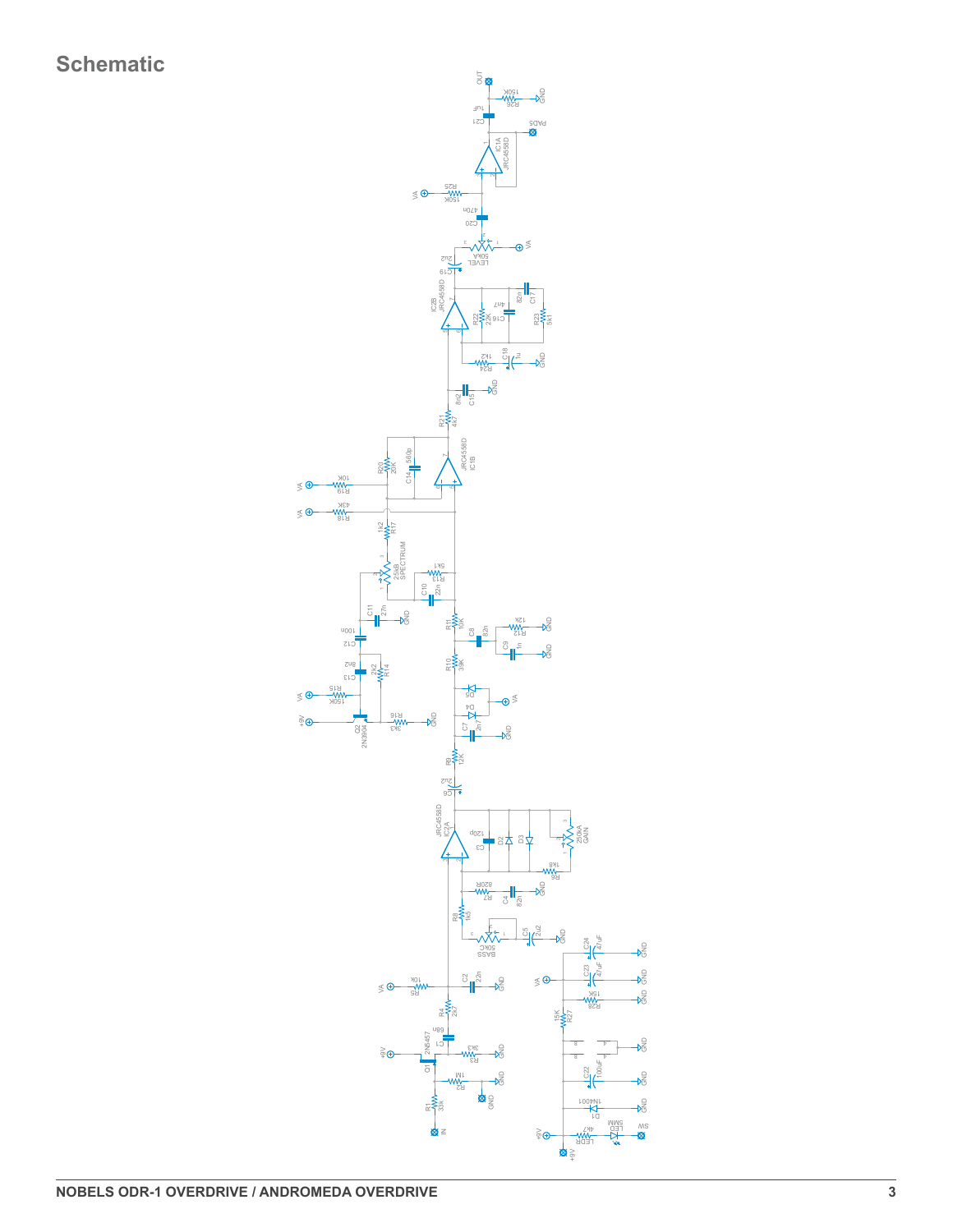# Schematic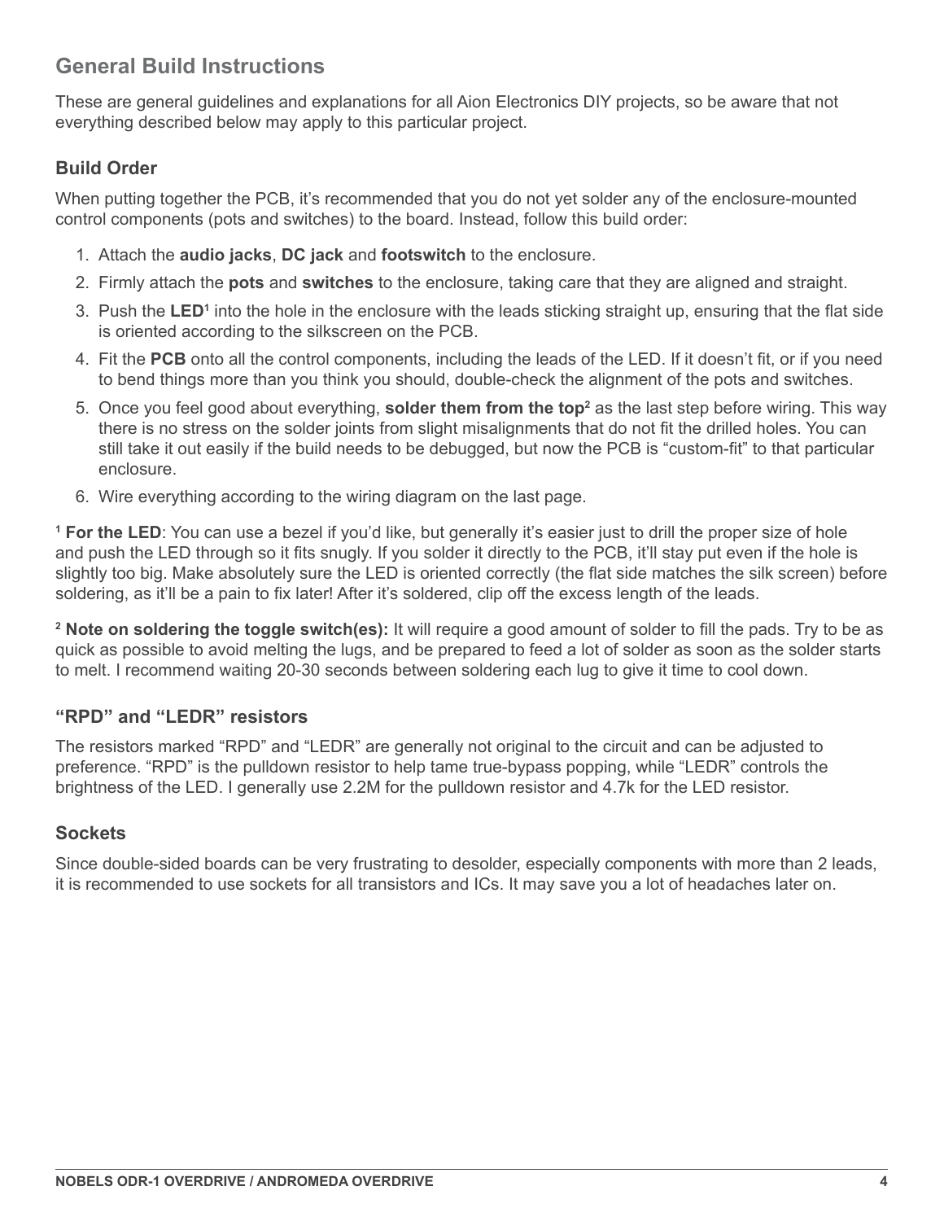## General Build Instructions

These are general guidelines and explanations for all Aion Electronics DIY projects, so be aware that not everything described below may apply to this particular project.

### Build Order

When putting together the PCB, it's recommended that you do not yet solder any of the enclosure-mounted control components (pots and switches) to the board. Instead, follow this build order:

1. Attach the **audio jacks**, **DC jack** and **footswitch** to the enclosure.
2. Firmly attach the **pots** and **switches** to the enclosure, taking care that they are aligned and straight.
3. Push the **LED**[1] into the hole in the enclosure with the leads sticking straight up, ensuring that the flat side is oriented according to the silkscreen on the PCB.
4. Fit the **PCB** onto all the control components, including the leads of the LED. If it doesn't fit, or if you need to bend things more than you think you should, double-check the alignment of the pots and switches.
5. Once you feel good about everything, **solder them from the top**[2] as the last step before wiring. This way there is no stress on the solder joints from slight misalignments that do not fit the drilled holes. You can still take it out easily if the build needs to be debugged, but now the PCB is "custom-fit" to that particular enclosure.
6. Wire everything according to the wiring diagram on the last page.

[1] **For the LED**: You can use a bezel if you'd like, but generally it's easier just to drill the proper size of hole and push the LED through so it fits snugly. If you solder it directly to the PCB, it'll stay put even if the hole is slightly too big. Make absolutely sure the LED is oriented correctly (the flat side matches the silk screen) before soldering, as it'll be a pain to fix later! After it's soldered, clip off the excess length of the leads.

[2] **Note on soldering the toggle switch(es):** It will require a good amount of solder to fill the pads. Try to be as quick as possible to avoid melting the lugs, and be prepared to feed a lot of solder as soon as the solder starts to melt. I recommend waiting 20-30 seconds between soldering each lug to give it time to cool down.

### "RPD" and "LEDR" resistors

The resistors marked "RPD" and "LEDR" are generally not original to the circuit and can be adjusted to preference. "RPD" is the pulldown resistor to help tame true-bypass popping, while "LEDR" controls the brightness of the LED. I generally use 2.2M for the pulldown resistor and 4.7k for the LED resistor.

### Sockets

Since double-sided boards can be very frustrating to desolder, especially components with more than 2 leads, it is recommended to use sockets for all transistors and ICs. It may save you a lot of headaches later on.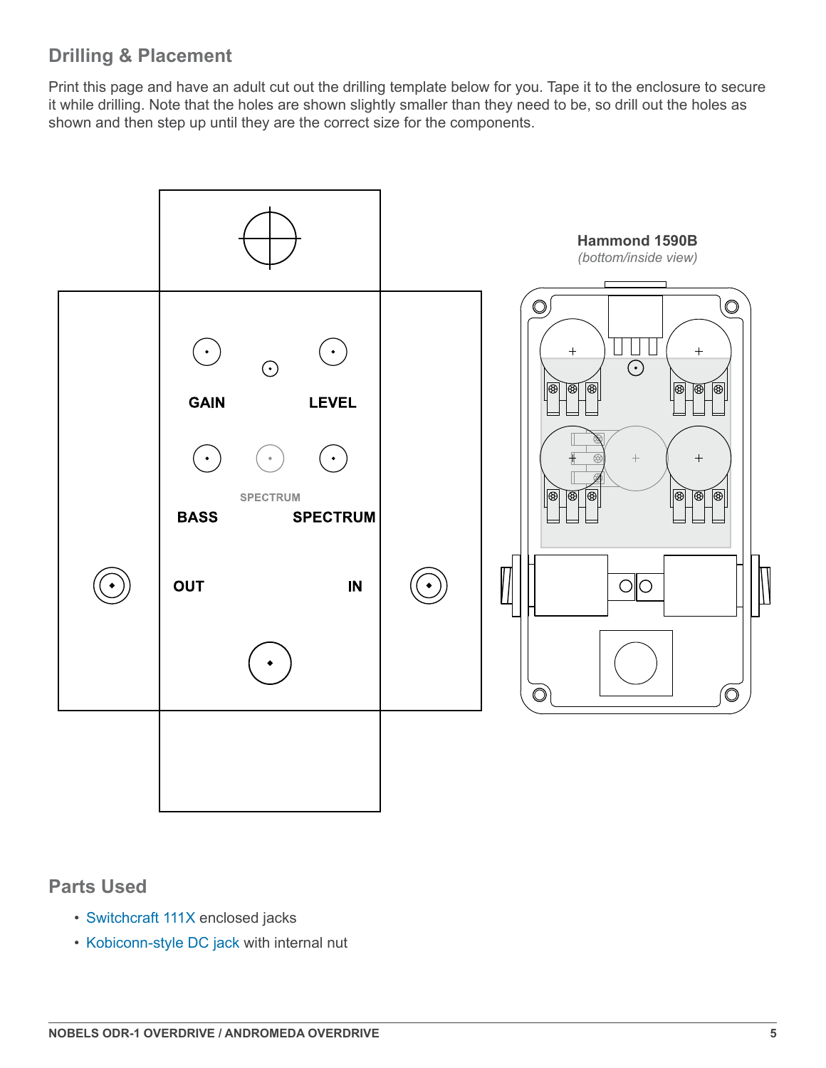## Drilling & Placement

Print this page and have an adult cut out the drilling template below for you. Tape it to the enclosure to secure it while drilling. Note that the holes are shown slightly smaller than they need to be, so drill out the holes as shown and then step up until they are the correct size for the components.

GAIN

LEVEL

SPECTRUM

BASS

SPECTRUM

OUT

IN

**Hammond 1590B**
*(bottom/inside view)*

## Parts Used

- Switchcraft 111X enclosed jacks
- Kobiconn-style DC jack with internal nut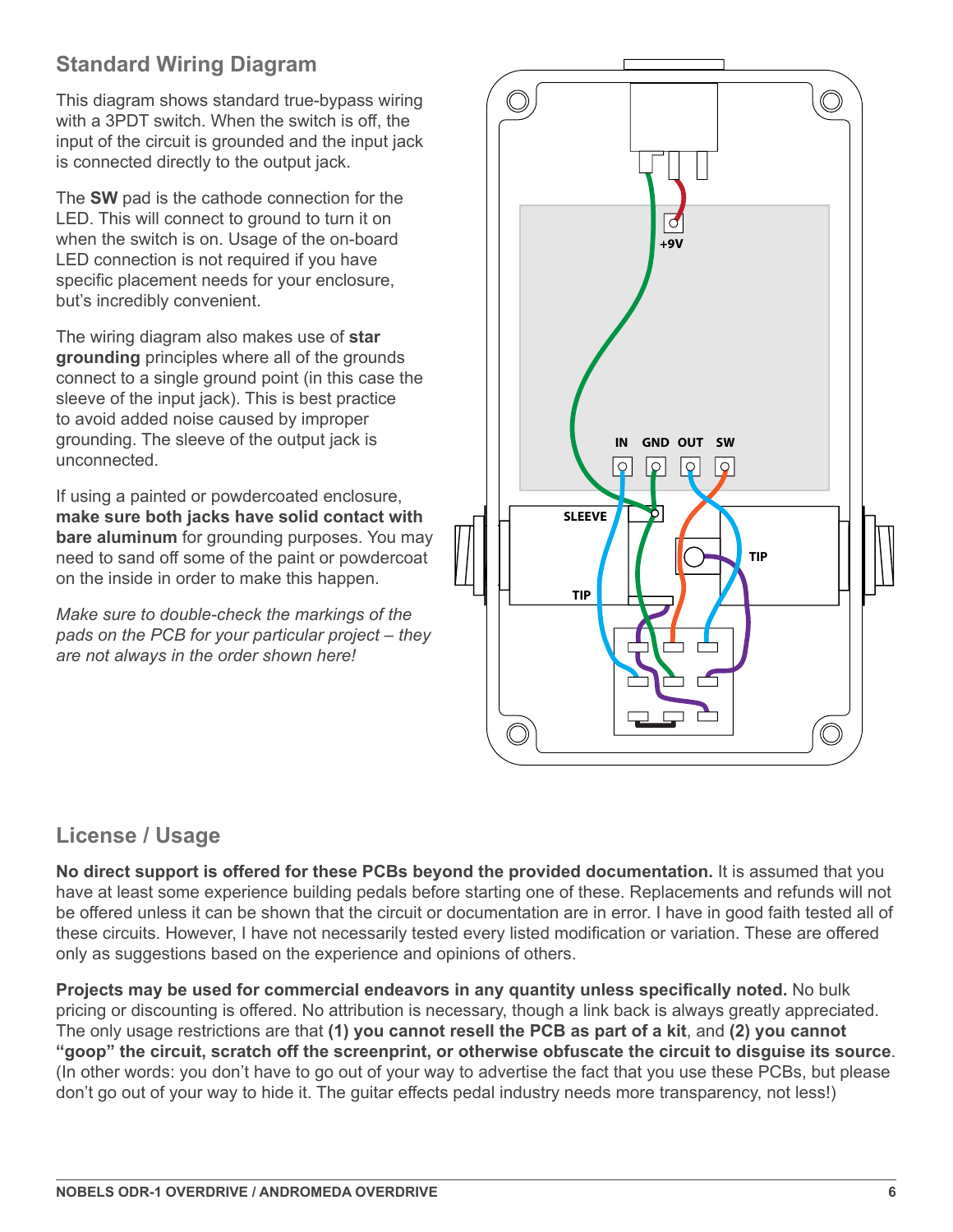## Standard Wiring Diagram

This diagram shows standard true-bypass wiring with a 3PDT switch. When the switch is off, the input of the circuit is grounded and the input jack is connected directly to the output jack.

The **SW** pad is the cathode connection for the LED. This will connect to ground to turn it on when the switch is on. Usage of the on-board LED connection is not required if you have specific placement needs for your enclosure, but's incredibly convenient.

The wiring diagram also makes use of **star grounding** principles where all of the grounds connect to a single ground point (in this case the sleeve of the input jack). This is best practice to avoid added noise caused by improper grounding. The sleeve of the output jack is unconnected.

If using a painted or powdercoated enclosure, **make sure both jacks have solid contact with bare aluminum** for grounding purposes. You may need to sand off some of the paint or powdercoat on the inside in order to make this happen.

*Make sure to double-check the markings of the pads on the PCB for your particular project – they are not always in the order shown here!*

+9V

IN GND OUT SW

SLEEVE

TIP

TIP

## License / Usage

**No direct support is offered for these PCBs beyond the provided documentation.** It is assumed that you have at least some experience building pedals before starting one of these. Replacements and refunds will not be offered unless it can be shown that the circuit or documentation are in error. I have in good faith tested all of these circuits. However, I have not necessarily tested every listed modification or variation. These are offered only as suggestions based on the experience and opinions of others.

**Projects may be used for commercial endeavors in any quantity unless specifically noted.** No bulk pricing or discounting is offered. No attribution is necessary, though a link back is always greatly appreciated. The only usage restrictions are that **(1) you cannot resell the PCB as part of a kit**, and **(2) you cannot "goop" the circuit, scratch off the screenprint, or otherwise obfuscate the circuit to disguise its source**. (In other words: you don't have to go out of your way to advertise the fact that you use these PCBs, but please don't go out of your way to hide it. The guitar effects pedal industry needs more transparency, not less!)